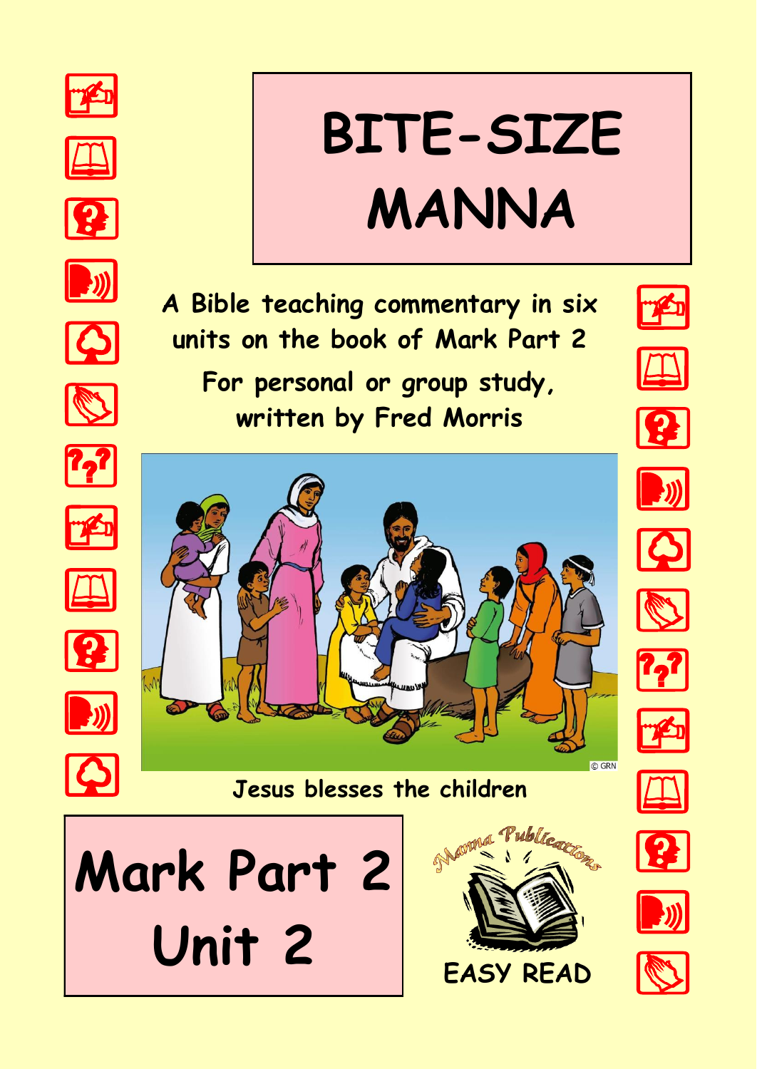# BITE-SIZE MANNA

A Bible teaching commentary in six units on the book of Mark Part 2

For personal or group study, written by Fred Morris

© GRN

Jesus blesses the children

## Mark Part 2 Unit 2

Manna Publications

EASY READ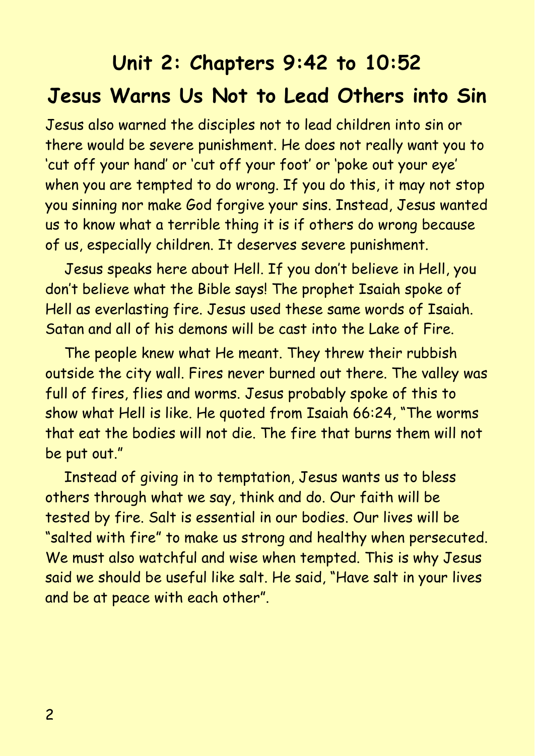# Unit 2: Chapters 9:42 to 10:52

## Jesus Warns Us Not to Lead Others into Sin

Jesus also warned the disciples not to lead children into sin or there would be severe punishment. He does not really want you to 'cut off your hand' or 'cut off your foot' or 'poke out your eye' when you are tempted to do wrong. If you do this, it may not stop you sinning nor make God forgive your sins. Instead, Jesus wanted us to know what a terrible thing it is if others do wrong because of us, especially children. It deserves severe punishment.

Jesus speaks here about Hell. If you don't believe in Hell, you don't believe what the Bible says! The prophet Isaiah spoke of Hell as everlasting fire. Jesus used these same words of Isaiah. Satan and all of his demons will be cast into the Lake of Fire.

The people knew what He meant. They threw their rubbish outside the city wall. Fires never burned out there. The valley was full of fires, flies and worms. Jesus probably spoke of this to show what Hell is like. He quoted from Isaiah 66:24, "The worms that eat the bodies will not die. The fire that burns them will not be put out."

Instead of giving in to temptation, Jesus wants us to bless others through what we say, think and do. Our faith will be tested by fire. Salt is essential in our bodies. Our lives will be "salted with fire" to make us strong and healthy when persecuted. We must also watchful and wise when tempted. This is why Jesus said we should be useful like salt. He said, "Have salt in your lives and be at peace with each other".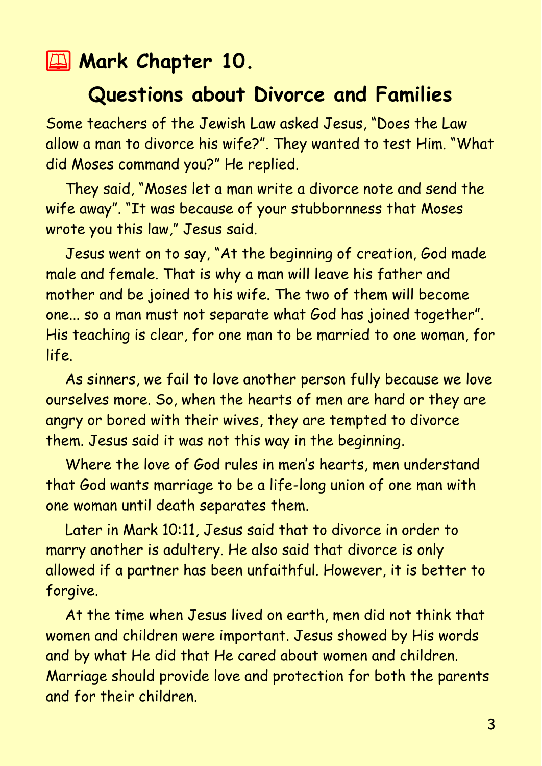# 📖 Mark Chapter 10.

## Questions about Divorce and Families

Some teachers of the Jewish Law asked Jesus, "Does the Law allow a man to divorce his wife?". They wanted to test Him. "What did Moses command you?" He replied.

They said, "Moses let a man write a divorce note and send the wife away". "It was because of your stubbornness that Moses wrote you this law," Jesus said.

Jesus went on to say, "At the beginning of creation, God made male and female. That is why a man will leave his father and mother and be joined to his wife. The two of them will become one... so a man must not separate what God has joined together". His teaching is clear, for one man to be married to one woman, for life.

As sinners, we fail to love another person fully because we love ourselves more. So, when the hearts of men are hard or they are angry or bored with their wives, they are tempted to divorce them. Jesus said it was not this way in the beginning.

Where the love of God rules in men's hearts, men understand that God wants marriage to be a life-long union of one man with one woman until death separates them.

Later in Mark 10:11, Jesus said that to divorce in order to marry another is adultery. He also said that divorce is only allowed if a partner has been unfaithful. However, it is better to forgive.

At the time when Jesus lived on earth, men did not think that women and children were important. Jesus showed by His words and by what He did that He cared about women and children. Marriage should provide love and protection for both the parents and for their children.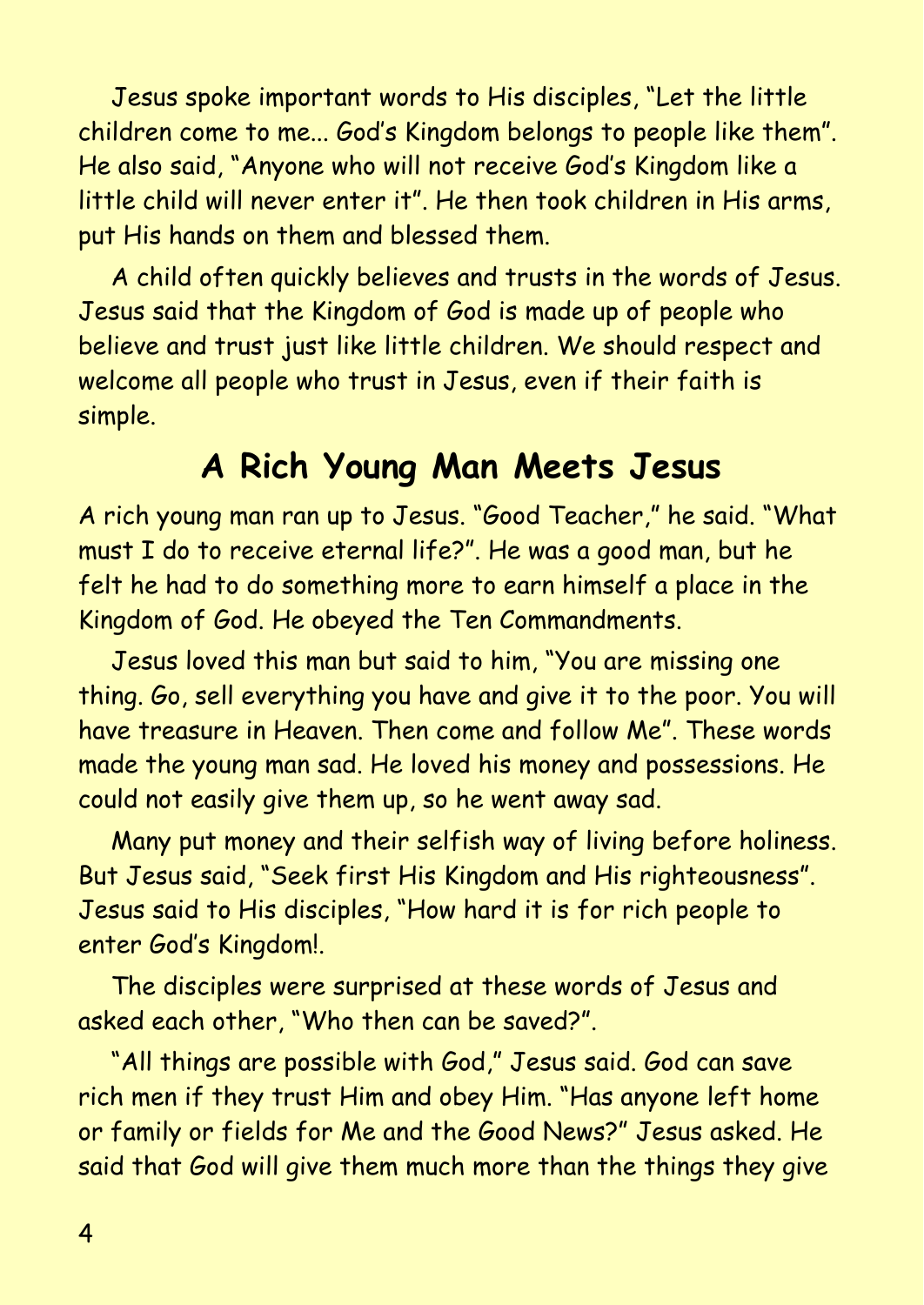Jesus spoke important words to His disciples, "Let the little children come to me... God's Kingdom belongs to people like them". He also said, "Anyone who will not receive God's Kingdom like a little child will never enter it". He then took children in His arms, put His hands on them and blessed them.

A child often quickly believes and trusts in the words of Jesus. Jesus said that the Kingdom of God is made up of people who believe and trust just like little children. We should respect and welcome all people who trust in Jesus, even if their faith is simple.

## A Rich Young Man Meets Jesus

A rich young man ran up to Jesus. "Good Teacher," he said. "What must I do to receive eternal life?". He was a good man, but he felt he had to do something more to earn himself a place in the Kingdom of God. He obeyed the Ten Commandments.

Jesus loved this man but said to him, "You are missing one thing. Go, sell everything you have and give it to the poor. You will have treasure in Heaven. Then come and follow Me". These words made the young man sad. He loved his money and possessions. He could not easily give them up, so he went away sad.

Many put money and their selfish way of living before holiness. But Jesus said, "Seek first His Kingdom and His righteousness". Jesus said to His disciples, "How hard it is for rich people to enter God's Kingdom!.

The disciples were surprised at these words of Jesus and asked each other, "Who then can be saved?".

"All things are possible with God," Jesus said. God can save rich men if they trust Him and obey Him. "Has anyone left home or family or fields for Me and the Good News?" Jesus asked. He said that God will give them much more than the things they give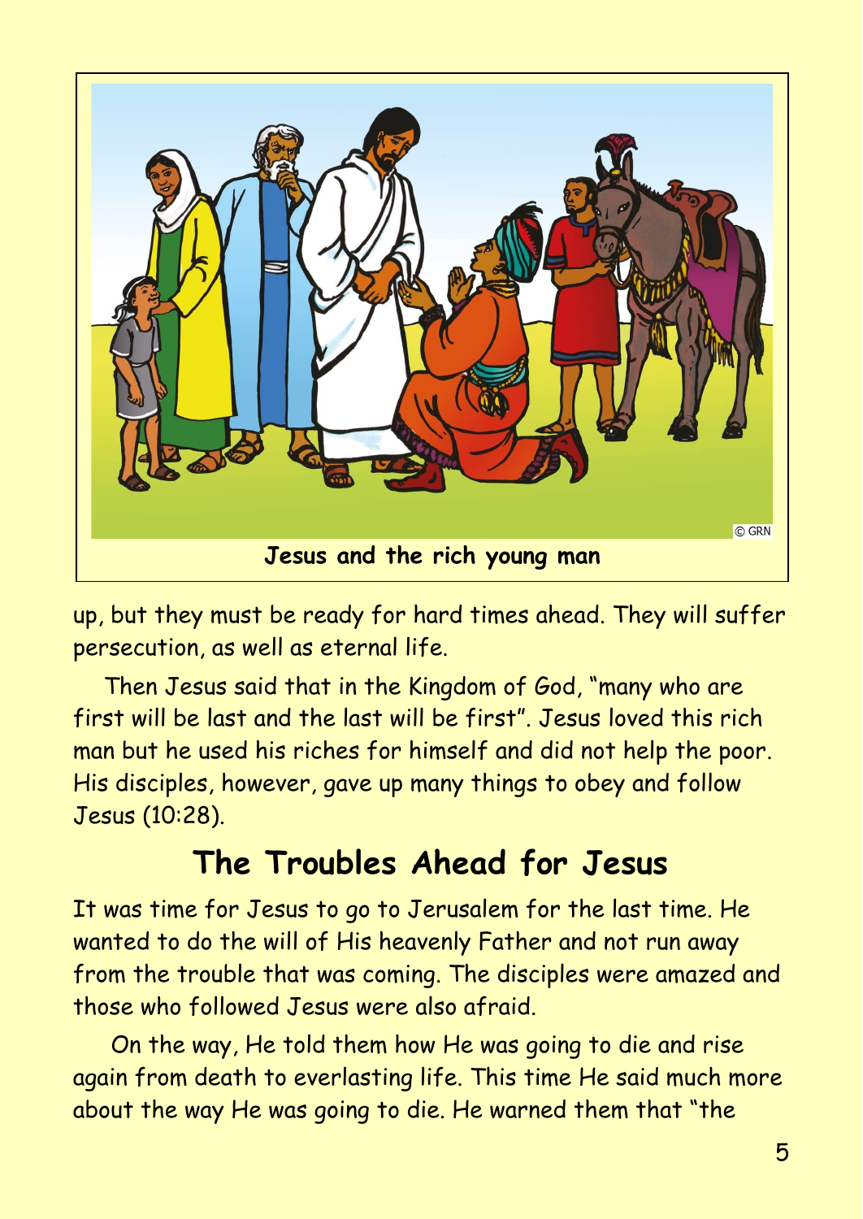Jesus and the rich young man

up, but they must be ready for hard times ahead. They will suffer persecution, as well as eternal life.

Then Jesus said that in the Kingdom of God, "many who are first will be last and the last will be first". Jesus loved this rich man but he used his riches for himself and did not help the poor. His disciples, however, gave up many things to obey and follow Jesus (10:28).

## The Troubles Ahead for Jesus

It was time for Jesus to go to Jerusalem for the last time. He wanted to do the will of His heavenly Father and not run away from the trouble that was coming. The disciples were amazed and those who followed Jesus were also afraid.

On the way, He told them how He was going to die and rise again from death to everlasting life. This time He said much more about the way He was going to die. He warned them that "the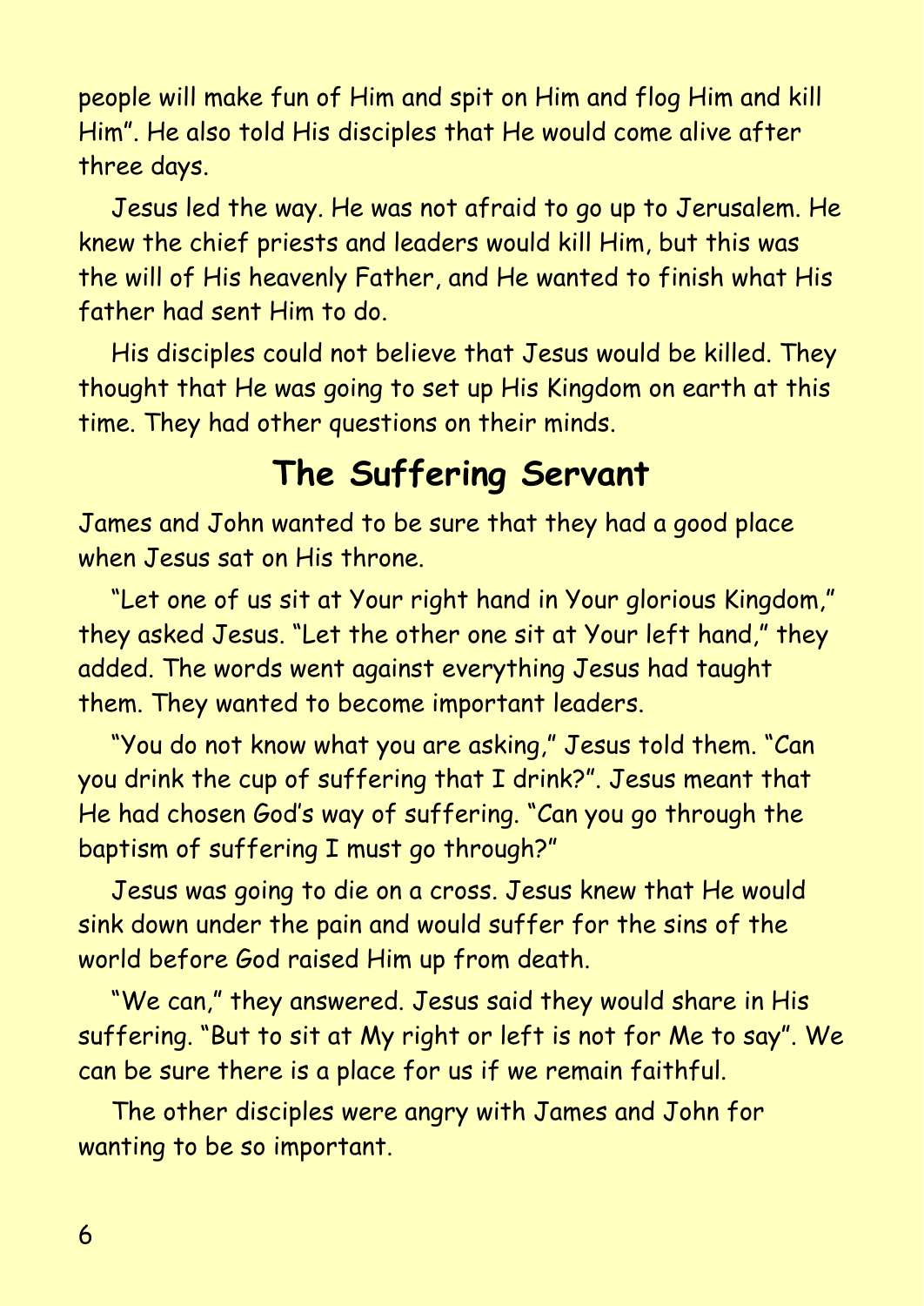people will make fun of Him and spit on Him and flog Him and kill Him". He also told His disciples that He would come alive after three days.

Jesus led the way. He was not afraid to go up to Jerusalem. He knew the chief priests and leaders would kill Him, but this was the will of His heavenly Father, and He wanted to finish what His father had sent Him to do.

His disciples could not believe that Jesus would be killed. They thought that He was going to set up His Kingdom on earth at this time. They had other questions on their minds.

## The Suffering Servant

James and John wanted to be sure that they had a good place when Jesus sat on His throne.

"Let one of us sit at Your right hand in Your glorious Kingdom," they asked Jesus. "Let the other one sit at Your left hand," they added. The words went against everything Jesus had taught them. They wanted to become important leaders.

"You do not know what you are asking," Jesus told them. "Can you drink the cup of suffering that I drink?". Jesus meant that He had chosen God's way of suffering. "Can you go through the baptism of suffering I must go through?"

Jesus was going to die on a cross. Jesus knew that He would sink down under the pain and would suffer for the sins of the world before God raised Him up from death.

"We can," they answered. Jesus said they would share in His suffering. "But to sit at My right or left is not for Me to say". We can be sure there is a place for us if we remain faithful.

The other disciples were angry with James and John for wanting to be so important.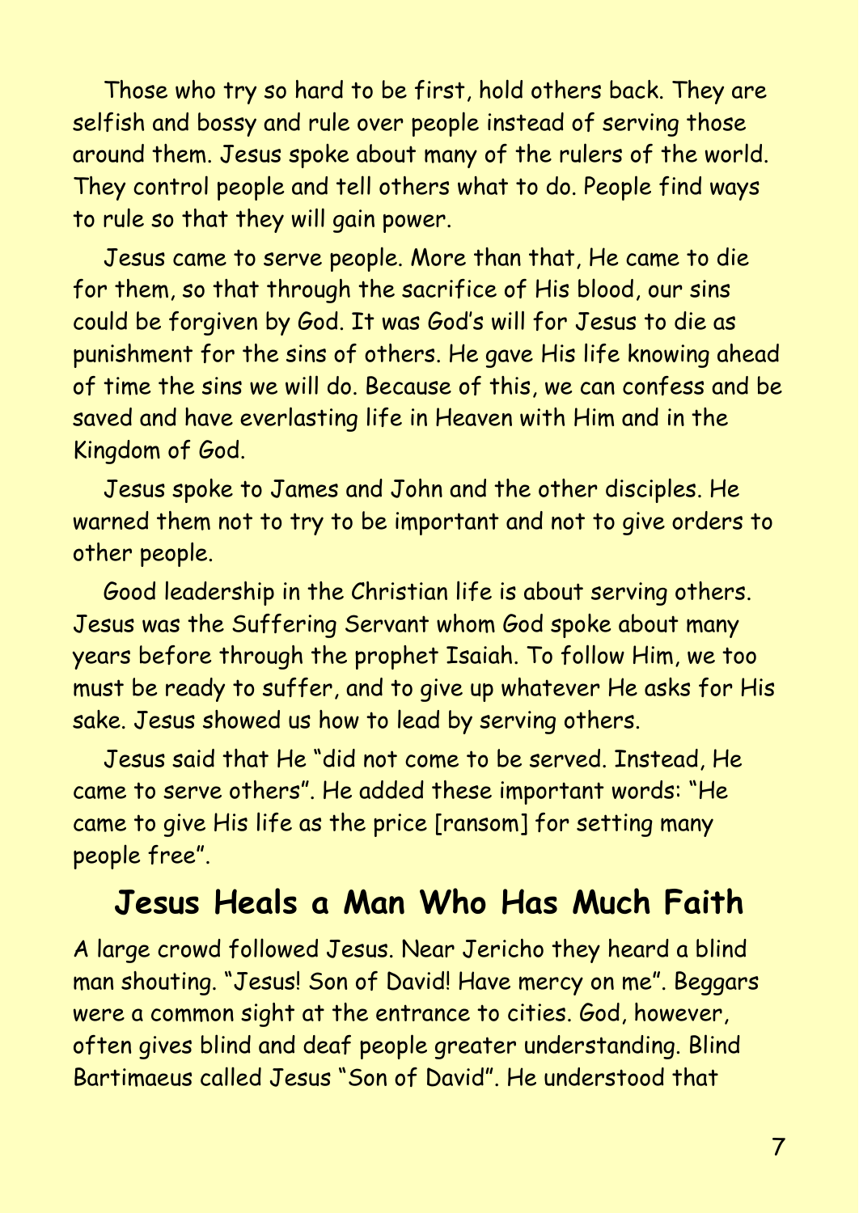Those who try so hard to be first, hold others back. They are selfish and bossy and rule over people instead of serving those around them. Jesus spoke about many of the rulers of the world. They control people and tell others what to do. People find ways to rule so that they will gain power.

Jesus came to serve people. More than that, He came to die for them, so that through the sacrifice of His blood, our sins could be forgiven by God. It was God's will for Jesus to die as punishment for the sins of others. He gave His life knowing ahead of time the sins we will do. Because of this, we can confess and be saved and have everlasting life in Heaven with Him and in the Kingdom of God.

Jesus spoke to James and John and the other disciples. He warned them not to try to be important and not to give orders to other people.

Good leadership in the Christian life is about serving others. Jesus was the Suffering Servant whom God spoke about many years before through the prophet Isaiah. To follow Him, we too must be ready to suffer, and to give up whatever He asks for His sake. Jesus showed us how to lead by serving others.

Jesus said that He "did not come to be served. Instead, He came to serve others". He added these important words: "He came to give His life as the price [ransom] for setting many people free".

## Jesus Heals a Man Who Has Much Faith

A large crowd followed Jesus. Near Jericho they heard a blind man shouting. "Jesus! Son of David! Have mercy on me". Beggars were a common sight at the entrance to cities. God, however, often gives blind and deaf people greater understanding. Blind Bartimaeus called Jesus "Son of David". He understood that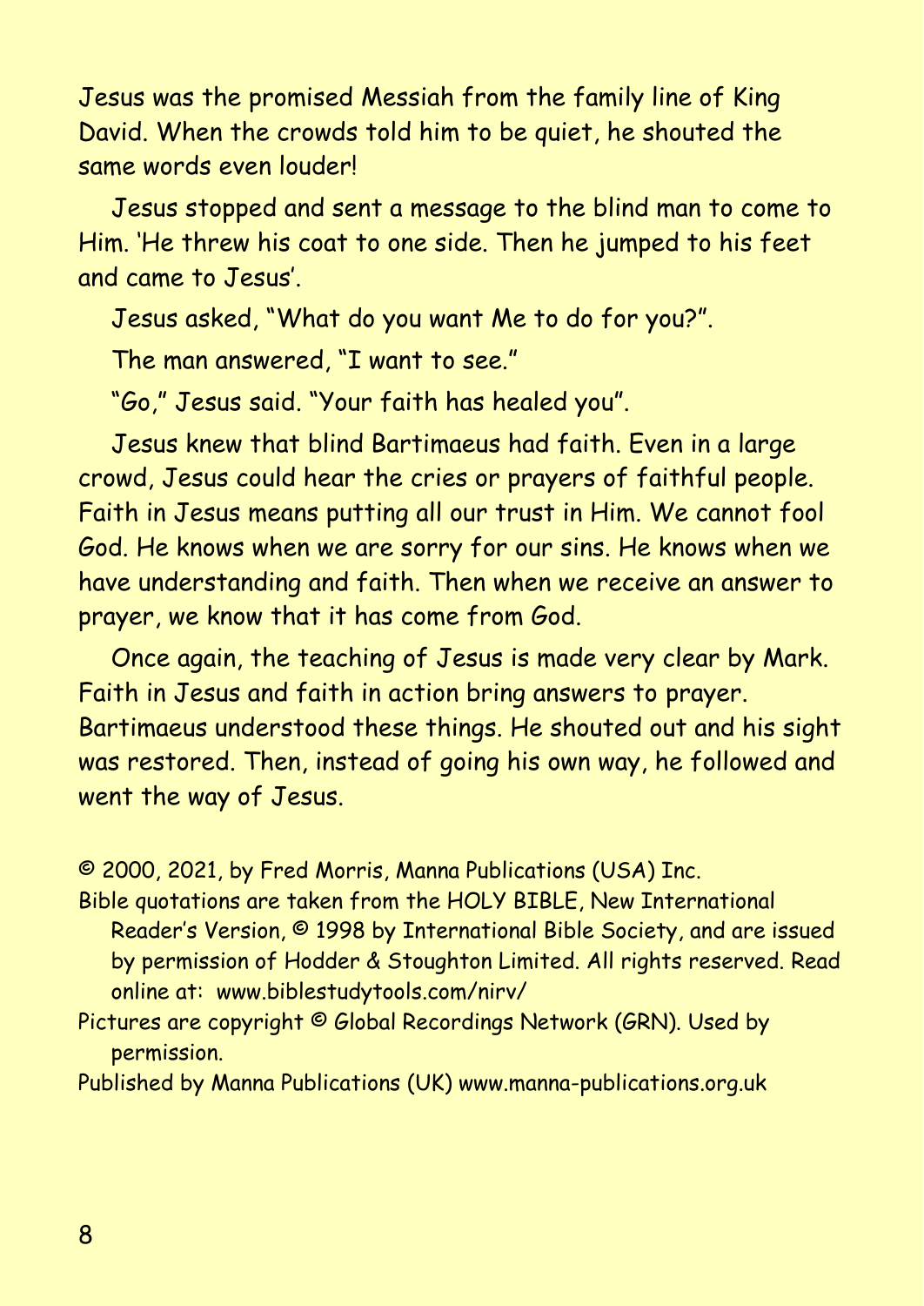Jesus was the promised Messiah from the family line of King David. When the crowds told him to be quiet, he shouted the same words even louder!

Jesus stopped and sent a message to the blind man to come to Him. 'He threw his coat to one side. Then he jumped to his feet and came to Jesus'.

Jesus asked, "What do you want Me to do for you?".

The man answered, "I want to see."

"Go," Jesus said. "Your faith has healed you".

Jesus knew that blind Bartimaeus had faith. Even in a large crowd, Jesus could hear the cries or prayers of faithful people. Faith in Jesus means putting all our trust in Him. We cannot fool God. He knows when we are sorry for our sins. He knows when we have understanding and faith. Then when we receive an answer to prayer, we know that it has come from God.

Once again, the teaching of Jesus is made very clear by Mark. Faith in Jesus and faith in action bring answers to prayer. Bartimaeus understood these things. He shouted out and his sight was restored. Then, instead of going his own way, he followed and went the way of Jesus.

© 2000, 2021, by Fred Morris, Manna Publications (USA) Inc.

Bible quotations are taken from the HOLY BIBLE, New International Reader's Version, © 1998 by International Bible Society, and are issued by permission of Hodder & Stoughton Limited. All rights reserved. Read online at: www.biblestudytools.com/nirv/

Pictures are copyright © Global Recordings Network (GRN). Used by permission.

Published by Manna Publications (UK) www.manna-publications.org.uk